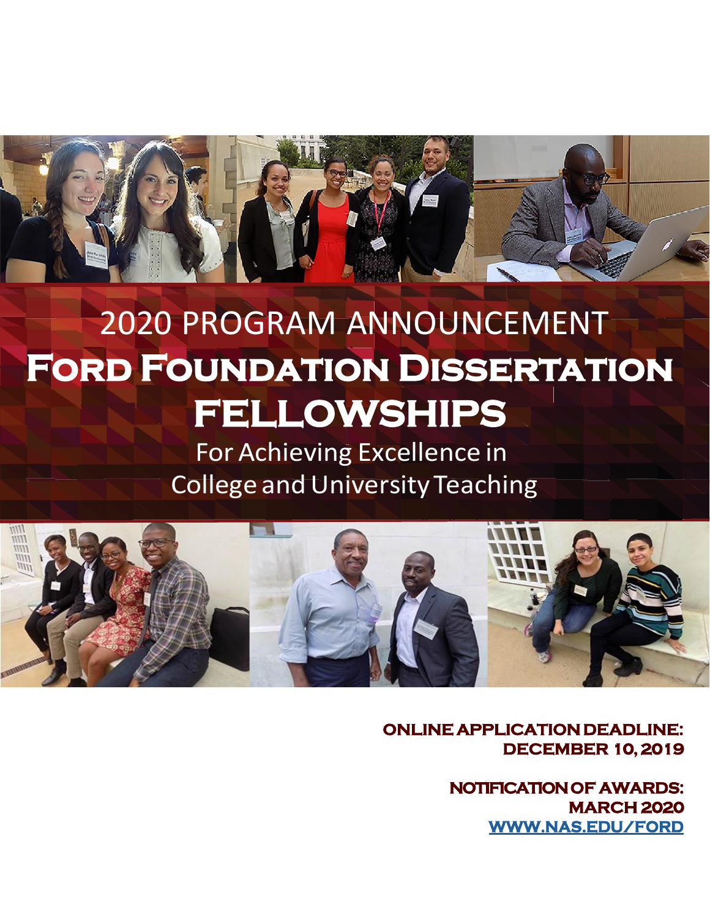# 2020 PROGRAM ANNOUNCEMENT

# Ford Foundation Dissertation FELLOWSHIPS

## For Achieving Excellence in College and University Teaching

**ONLINE APPLICATION DEADLINE: DECEMBER 10, 2019**

**NOTIFICATION OF AWARDS: MARCH 2020**

**WWW.NAS.EDU/FORD**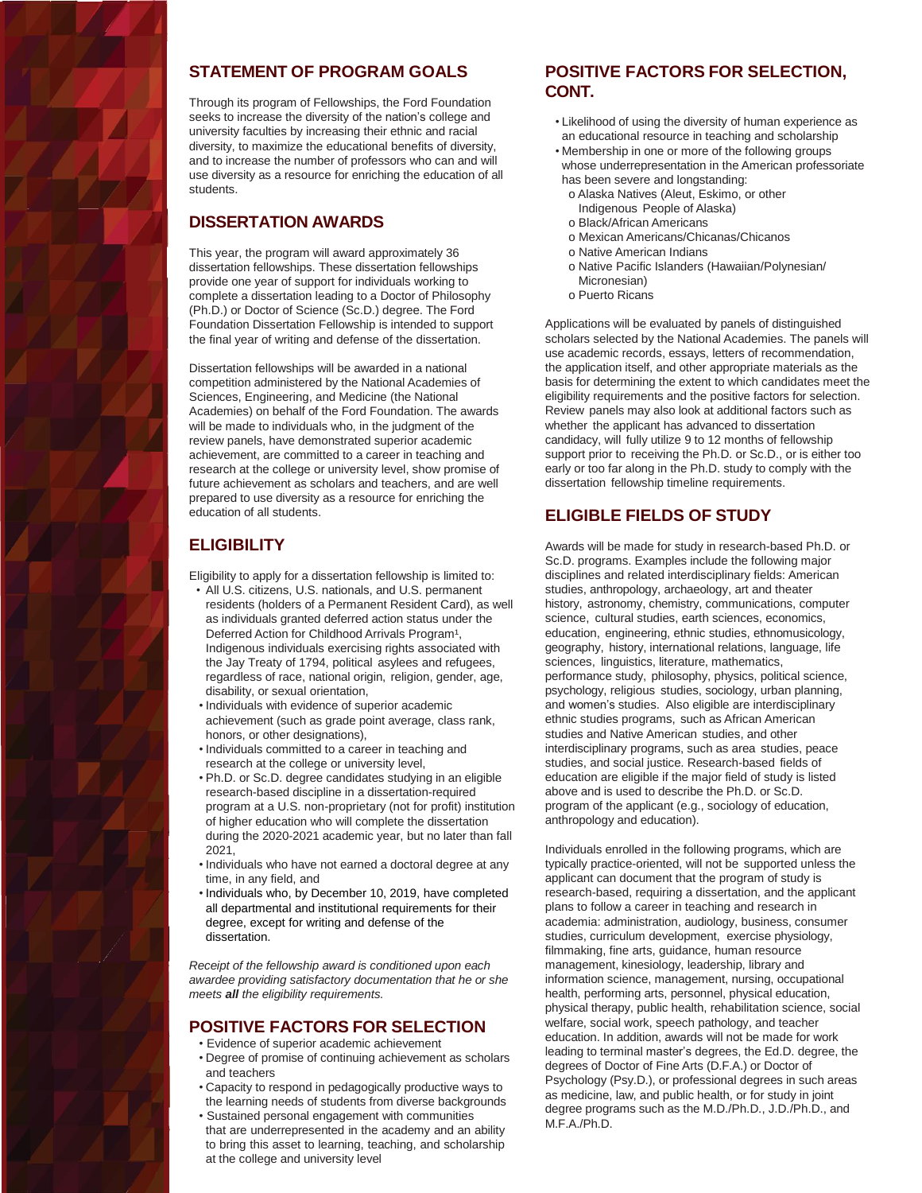## STATEMENT OF PROGRAM GOALS

Through its program of Fellowships, the Ford Foundation seeks to increase the diversity of the nation's college and university faculties by increasing their ethnic and racial diversity, to maximize the educational benefits of diversity, and to increase the number of professors who can and will use diversity as a resource for enriching the education of all students.

## DISSERTATION AWARDS

This year, the program will award approximately 36 dissertation fellowships. These dissertation fellowships provide one year of support for individuals working to complete a dissertation leading to a Doctor of Philosophy (Ph.D.) or Doctor of Science (Sc.D.) degree. The Ford Foundation Dissertation Fellowship is intended to support the final year of writing and defense of the dissertation.

Dissertation fellowships will be awarded in a national competition administered by the National Academies of Sciences, Engineering, and Medicine (the National Academies) on behalf of the Ford Foundation. The awards will be made to individuals who, in the judgment of the review panels, have demonstrated superior academic achievement, are committed to a career in teaching and research at the college or university level, show promise of future achievement as scholars and teachers, and are well prepared to use diversity as a resource for enriching the education of all students.

## ELIGIBILITY

Eligibility to apply for a dissertation fellowship is limited to:

- All U.S. citizens, U.S. nationals, and U.S. permanent residents (holders of a Permanent Resident Card), as well as individuals granted deferred action status under the Deferred Action for Childhood Arrivals Program[1], Indigenous individuals exercising rights associated with the Jay Treaty of 1794, political asylees and refugees, regardless of race, national origin, religion, gender, age, disability, or sexual orientation,
- Individuals with evidence of superior academic achievement (such as grade point average, class rank, honors, or other designations),
- Individuals committed to a career in teaching and research at the college or university level,
- Ph.D. or Sc.D. degree candidates studying in an eligible research-based discipline in a dissertation-required program at a U.S. non-proprietary (not for profit) institution of higher education who will complete the dissertation during the 2020-2021 academic year, but no later than fall 2021,
- Individuals who have not earned a doctoral degree at any time, in any field, and
- Individuals who, by December 10, 2019, have completed all departmental and institutional requirements for their degree, except for writing and defense of the dissertation.

*Receipt of the fellowship award is conditioned upon each awardee providing satisfactory documentation that he or she meets **all** the eligibility requirements.*

## POSITIVE FACTORS FOR SELECTION

- Evidence of superior academic achievement
- Degree of promise of continuing achievement as scholars and teachers
- Capacity to respond in pedagogically productive ways to the learning needs of students from diverse backgrounds
- Sustained personal engagement with communities that are underrepresented in the academy and an ability to bring this asset to learning, teaching, and scholarship at the college and university level

## POSITIVE FACTORS FOR SELECTION, CONT.

- Likelihood of using the diversity of human experience as an educational resource in teaching and scholarship
- Membership in one or more of the following groups whose underrepresentation in the American professoriate has been severe and longstanding:
  - Alaska Natives (Aleut, Eskimo, or other Indigenous People of Alaska)
  - Black/African Americans
  - Mexican Americans/Chicanas/Chicanos
  - Native American Indians
  - Native Pacific Islanders (Hawaiian/Polynesian/ Micronesian)
  - Puerto Ricans

Applications will be evaluated by panels of distinguished scholars selected by the National Academies. The panels will use academic records, essays, letters of recommendation, the application itself, and other appropriate materials as the basis for determining the extent to which candidates meet the eligibility requirements and the positive factors for selection. Review panels may also look at additional factors such as whether the applicant has advanced to dissertation candidacy, will fully utilize 9 to 12 months of fellowship support prior to receiving the Ph.D. or Sc.D., or is either too early or too far along in the Ph.D. study to comply with the dissertation fellowship timeline requirements.

## ELIGIBLE FIELDS OF STUDY

Awards will be made for study in research-based Ph.D. or Sc.D. programs. Examples include the following major disciplines and related interdisciplinary fields: American studies, anthropology, archaeology, art and theater history, astronomy, chemistry, communications, computer science, cultural studies, earth sciences, economics, education, engineering, ethnic studies, ethnomusicology, geography, history, international relations, language, life sciences, linguistics, literature, mathematics, performance study, philosophy, physics, political science, psychology, religious studies, sociology, urban planning, and women's studies. Also eligible are interdisciplinary ethnic studies programs, such as African American studies and Native American studies, and other interdisciplinary programs, such as area studies, peace studies, and social justice. Research-based fields of education are eligible if the major field of study is listed above and is used to describe the Ph.D. or Sc.D. program of the applicant (e.g., sociology of education, anthropology and education).

Individuals enrolled in the following programs, which are typically practice-oriented, will not be supported unless the applicant can document that the program of study is research-based, requiring a dissertation, and the applicant plans to follow a career in teaching and research in academia: administration, audiology, business, consumer studies, curriculum development, exercise physiology, filmmaking, fine arts, guidance, human resource management, kinesiology, leadership, library and information science, management, nursing, occupational health, performing arts, personnel, physical education, physical therapy, public health, rehabilitation science, social welfare, social work, speech pathology, and teacher education. In addition, awards will not be made for work leading to terminal master's degrees, the Ed.D. degree, the degrees of Doctor of Fine Arts (D.F.A.) or Doctor of Psychology (Psy.D.), or professional degrees in such areas as medicine, law, and public health, or for study in joint degree programs such as the M.D./Ph.D., J.D./Ph.D., and M.F.A./Ph.D.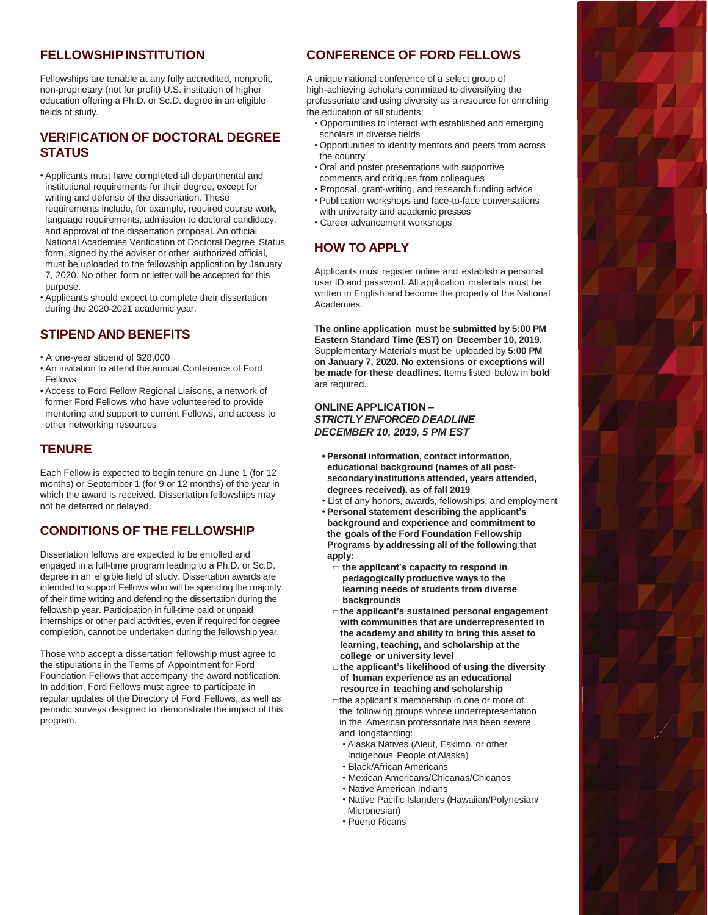## FELLOWSHIP INSTITUTION

Fellowships are tenable at any fully accredited, nonprofit, non-proprietary (not for profit) U.S. institution of higher education offering a Ph.D. or Sc.D. degree in an eligible fields of study.

## VERIFICATION OF DOCTORAL DEGREE STATUS

- Applicants must have completed all departmental and institutional requirements for their degree, except for writing and defense of the dissertation. These requirements include, for example, required course work, language requirements, admission to doctoral candidacy, and approval of the dissertation proposal. An official National Academies Verification of Doctoral Degree Status form, signed by the adviser or other authorized official, must be uploaded to the fellowship application by January 7, 2020. No other form or letter will be accepted for this purpose.
- Applicants should expect to complete their dissertation during the 2020-2021 academic year.

## STIPEND AND BENEFITS

- A one-year stipend of $28,000
- An invitation to attend the annual Conference of Ford Fellows
- Access to Ford Fellow Regional Liaisons, a network of former Ford Fellows who have volunteered to provide mentoring and support to current Fellows, and access to other networking resources

## TENURE

Each Fellow is expected to begin tenure on June 1 (for 12 months) or September 1 (for 9 or 12 months) of the year in which the award is received. Dissertation fellowships may not be deferred or delayed.

## CONDITIONS OF THE FELLOWSHIP

Dissertation fellows are expected to be enrolled and engaged in a full-time program leading to a Ph.D. or Sc.D. degree in an eligible field of study. Dissertation awards are intended to support Fellows who will be spending the majority of their time writing and defending the dissertation during the fellowship year. Participation in full-time paid or unpaid internships or other paid activities, even if required for degree completion, cannot be undertaken during the fellowship year.

Those who accept a dissertation fellowship must agree to the stipulations in the Terms of Appointment for Ford Foundation Fellows that accompany the award notification. In addition, Ford Fellows must agree to participate in regular updates of the Directory of Ford Fellows, as well as periodic surveys designed to demonstrate the impact of this program.

## CONFERENCE OF FORD FELLOWS

A unique national conference of a select group of high-achieving scholars committed to diversifying the professoriate and using diversity as a resource for enriching the education of all students:

- Opportunities to interact with established and emerging scholars in diverse fields
- Opportunities to identify mentors and peers from across the country
- Oral and poster presentations with supportive comments and critiques from colleagues
- Proposal, grant-writing, and research funding advice
- Publication workshops and face-to-face conversations with university and academic presses
- Career advancement workshops

## HOW TO APPLY

Applicants must register online and establish a personal user ID and password. All application materials must be written in English and become the property of the National Academies.

**The online application must be submitted by 5:00 PM Eastern Standard Time (EST) on December 10, 2019.** Supplementary Materials must be uploaded by **5:00 PM on January 7, 2020. No extensions or exceptions will be made for these deadlines.** Items listed below in **bold** are required.

**ONLINE APPLICATION –**
***STRICTLY ENFORCED DEADLINE***
***DECEMBER 10, 2019, 5 PM EST***

- **Personal information, contact information, educational background (names of all post-secondary institutions attended, years attended, degrees received), as of fall 2019**
- List of any honors, awards, fellowships, and employment
- **Personal statement describing the applicant's background and experience and commitment to the goals of the Ford Foundation Fellowship Programs by addressing all of the following that apply:**
  - **the applicant's capacity to respond in pedagogically productive ways to the learning needs of students from diverse backgrounds**
  - **the applicant's sustained personal engagement with communities that are underrepresented in the academy and ability to bring this asset to learning, teaching, and scholarship at the college or university level**
  - **the applicant's likelihood of using the diversity of human experience as an educational resource in teaching and scholarship**
  - the applicant's membership in one or more of the following groups whose underrepresentation in the American professoriate has been severe and longstanding:
    - Alaska Natives (Aleut, Eskimo, or other Indigenous People of Alaska)
    - Black/African Americans
    - Mexican Americans/Chicanas/Chicanos
    - Native American Indians
    - Native Pacific Islanders (Hawaiian/Polynesian/Micronesian)
    - Puerto Ricans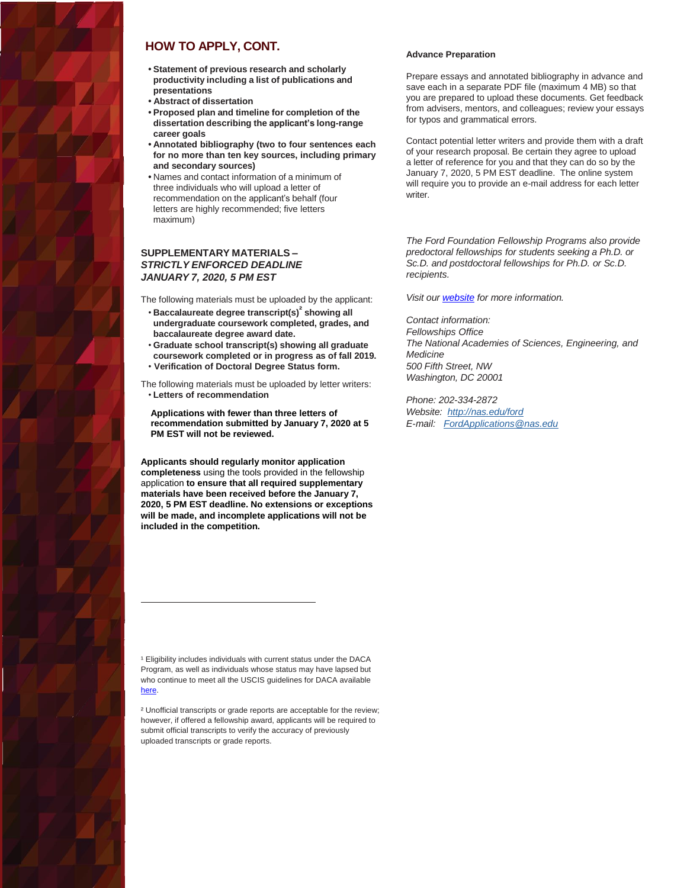## HOW TO APPLY, CONT.

- **Statement of previous research and scholarly productivity including a list of publications and presentations**
- **Abstract of dissertation**
- **Proposed plan and timeline for completion of the dissertation describing the applicant's long-range career goals**
- **Annotated bibliography (two to four sentences each for no more than ten key sources, including primary and secondary sources)**
- Names and contact information of a minimum of three individuals who will upload a letter of recommendation on the applicant's behalf (four letters are highly recommended; five letters maximum)

**SUPPLEMENTARY MATERIALS –**
***STRICTLY ENFORCED DEADLINE JANUARY 7, 2020, 5 PM EST***

The following materials must be uploaded by the applicant:

- **Baccalaureate degree transcript(s)[2] showing all undergraduate coursework completed, grades, and baccalaureate degree award date.**
- **Graduate school transcript(s) showing all graduate coursework completed or in progress as of fall 2019.**
- **Verification of Doctoral Degree Status form.**

The following materials must be uploaded by letter writers:

- **Letters of recommendation**

**Applications with fewer than three letters of recommendation submitted by January 7, 2020 at 5 PM EST will not be reviewed.**

**Applicants should regularly monitor application completeness** using the tools provided in the fellowship application **to ensure that all required supplementary materials have been received before the January 7, 2020, 5 PM EST deadline. No extensions or exceptions will be made, and incomplete applications will not be included in the competition.**

**Advance Preparation**

Prepare essays and annotated bibliography in advance and save each in a separate PDF file (maximum 4 MB) so that you are prepared to upload these documents. Get feedback from advisers, mentors, and colleagues; review your essays for typos and grammatical errors.

Contact potential letter writers and provide them with a draft of your research proposal. Be certain they agree to upload a letter of reference for you and that they can do so by the January 7, 2020, 5 PM EST deadline. The online system will require you to provide an e-mail address for each letter writer.

*The Ford Foundation Fellowship Programs also provide predoctoral fellowships for students seeking a Ph.D. or Sc.D. and postdoctoral fellowships for Ph.D. or Sc.D. recipients.*

*Visit our [website](http://nas.edu/ford) for more information.*

*Contact information:*
*Fellowships Office*
*The National Academies of Sciences, Engineering, and Medicine*
*500 Fifth Street, NW*
*Washington, DC 20001*

*Phone: 202-334-2872*
*Website: [http://nas.edu/ford](http://nas.edu/ford)*
*E-mail: [FordApplications@nas.edu](mailto:FordApplications@nas.edu)*

---

[1] Eligibility includes individuals with current status under the DACA Program, as well as individuals whose status may have lapsed but who continue to meet all the USCIS guidelines for DACA available here.

[2] Unofficial transcripts or grade reports are acceptable for the review; however, if offered a fellowship award, applicants will be required to submit official transcripts to verify the accuracy of previously uploaded transcripts or grade reports.